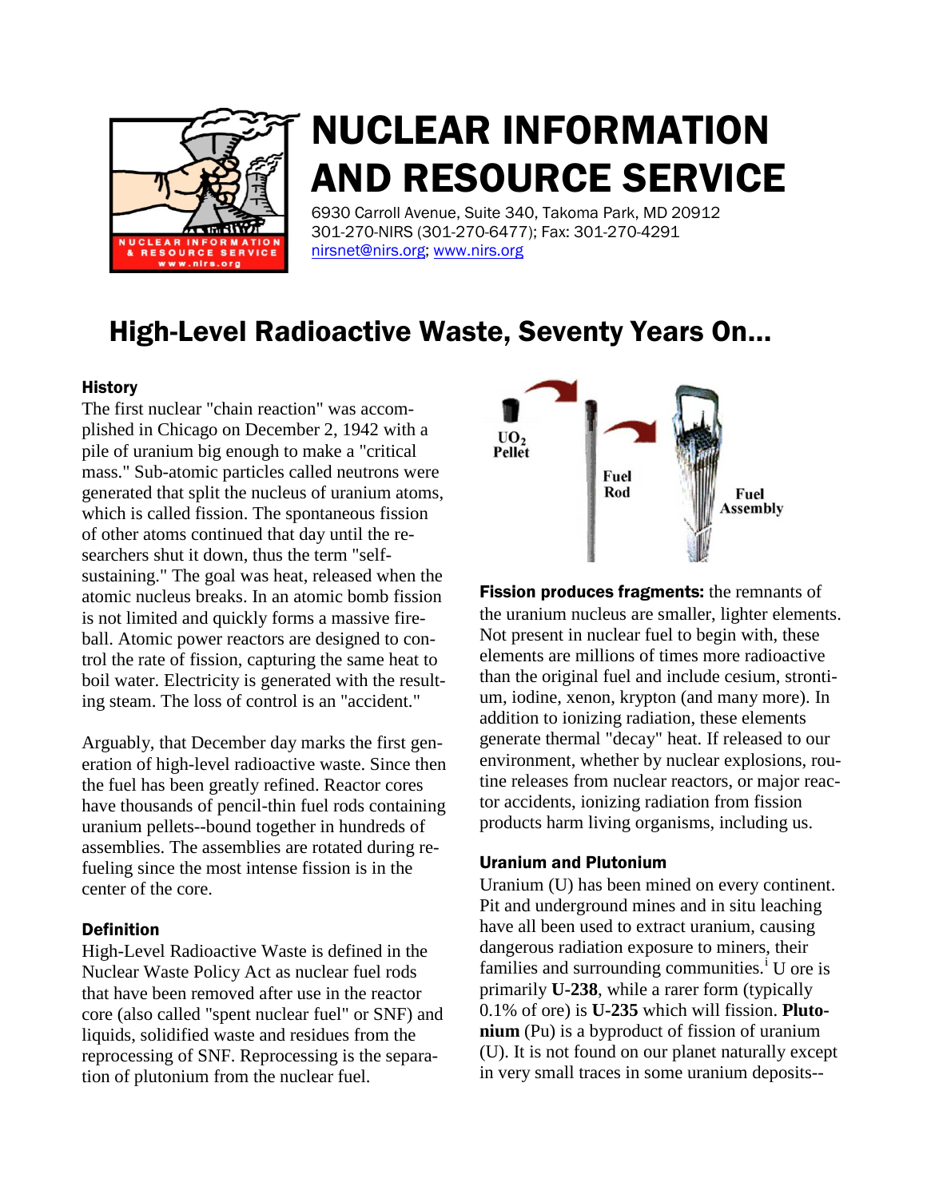# NUCLEAR INFORMATION AND RESOURCE SERVICE

6930 Carroll Avenue, Suite 340, Takoma Park, MD 20912
301-270-NIRS (301-270-6477); Fax: 301-270-4291
nirsnet@nirs.org; www.nirs.org

## High-Level Radioactive Waste, Seventy Years On...

### History

The first nuclear "chain reaction" was accomplished in Chicago on December 2, 1942 with a pile of uranium big enough to make a "critical mass." Sub-atomic particles called neutrons were generated that split the nucleus of uranium atoms, which is called fission. The spontaneous fission of other atoms continued that day until the researchers shut it down, thus the term "self-sustaining." The goal was heat, released when the atomic nucleus breaks. In an atomic bomb fission is not limited and quickly forms a massive fireball. Atomic power reactors are designed to control the rate of fission, capturing the same heat to boil water. Electricity is generated with the resulting steam. The loss of control is an "accident."

Arguably, that December day marks the first generation of high-level radioactive waste. Since then the fuel has been greatly refined. Reactor cores have thousands of pencil-thin fuel rods containing uranium pellets--bound together in hundreds of assemblies. The assemblies are rotated during refueling since the most intense fission is in the center of the core.

### Definition

High-Level Radioactive Waste is defined in the Nuclear Waste Policy Act as nuclear fuel rods that have been removed after use in the reactor core (also called "spent nuclear fuel" or SNF) and liquids, solidified waste and residues from the reprocessing of SNF. Reprocessing is the separation of plutonium from the nuclear fuel.

$UO_2$ Pellet — Fuel Rod — Fuel Assembly

**Fission produces fragments:** the remnants of the uranium nucleus are smaller, lighter elements. Not present in nuclear fuel to begin with, these elements are millions of times more radioactive than the original fuel and include cesium, strontium, iodine, xenon, krypton (and many more). In addition to ionizing radiation, these elements generate thermal "decay" heat. If released to our environment, whether by nuclear explosions, routine releases from nuclear reactors, or major reactor accidents, ionizing radiation from fission products harm living organisms, including us.

### Uranium and Plutonium

Uranium (U) has been mined on every continent. Pit and underground mines and in situ leaching have all been used to extract uranium, causing dangerous radiation exposure to miners, their families and surrounding communities.[i] U ore is primarily **U-238**, while a rarer form (typically 0.1% of ore) is **U-235** which will fission. **Plutonium** (Pu) is a byproduct of fission of uranium (U). It is not found on our planet naturally except in very small traces in some uranium deposits--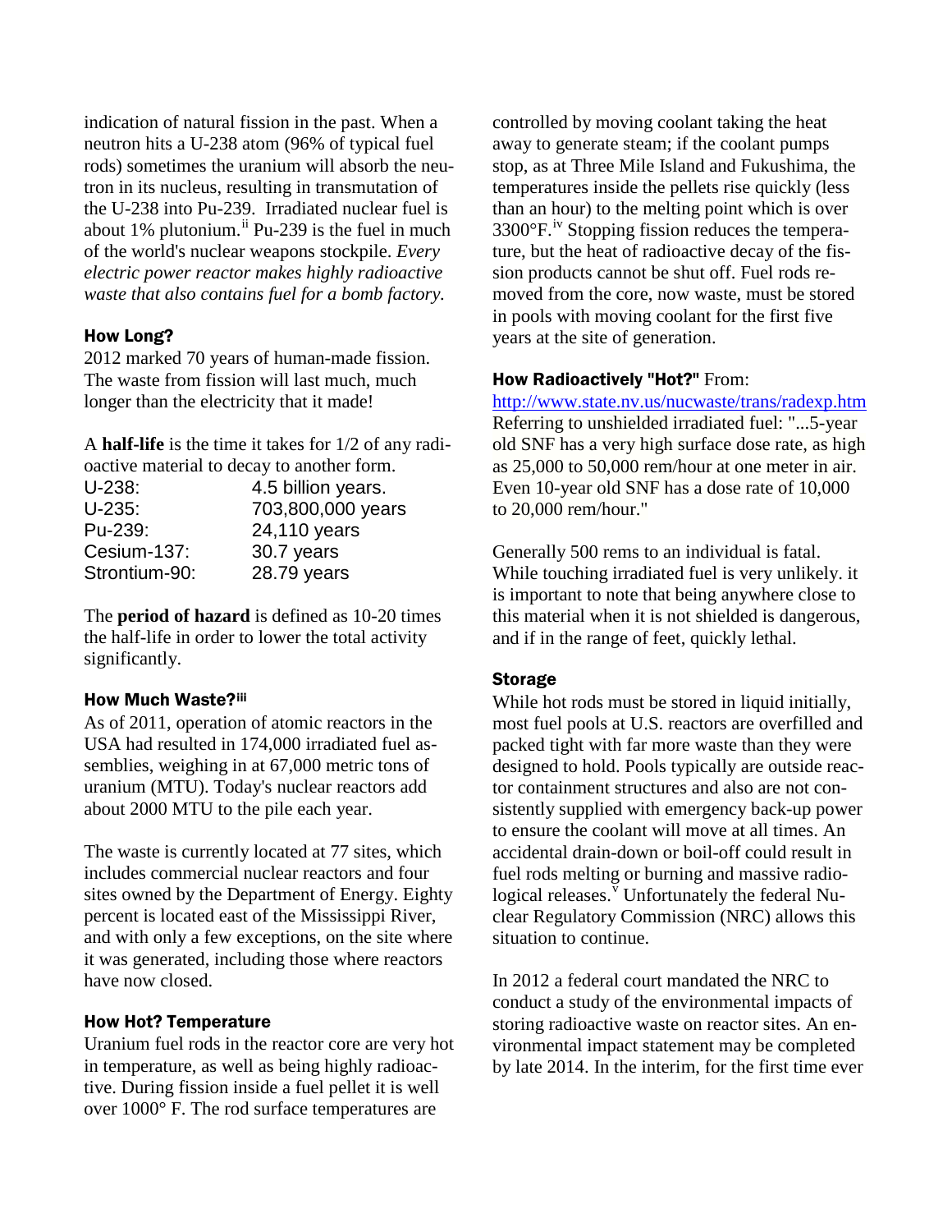indication of natural fission in the past. When a neutron hits a U-238 atom (96% of typical fuel rods) sometimes the uranium will absorb the neutron in its nucleus, resulting in transmutation of the U-238 into Pu-239. Irradiated nuclear fuel is about 1% plutonium.[ii] Pu-239 is the fuel in much of the world's nuclear weapons stockpile. *Every electric power reactor makes highly radioactive waste that also contains fuel for a bomb factory.*

### How Long?

2012 marked 70 years of human-made fission. The waste from fission will last much, much longer than the electricity that it made!

A **half-life** is the time it takes for 1/2 of any radioactive material to decay to another form.

| | |
|---|---|
| U-238: | 4.5 billion years. |
| U-235: | 703,800,000 years |
| Pu-239: | 24,110 years |
| Cesium-137: | 30.7 years |
| Strontium-90: | 28.79 years |

The **period of hazard** is defined as 10-20 times the half-life in order to lower the total activity significantly.

### How Much Waste?[iii]

As of 2011, operation of atomic reactors in the USA had resulted in 174,000 irradiated fuel assemblies, weighing in at 67,000 metric tons of uranium (MTU). Today's nuclear reactors add about 2000 MTU to the pile each year.

The waste is currently located at 77 sites, which includes commercial nuclear reactors and four sites owned by the Department of Energy. Eighty percent is located east of the Mississippi River, and with only a few exceptions, on the site where it was generated, including those where reactors have now closed.

### How Hot? Temperature

Uranium fuel rods in the reactor core are very hot in temperature, as well as being highly radioactive. During fission inside a fuel pellet it is well over 1000° F. The rod surface temperatures are controlled by moving coolant taking the heat away to generate steam; if the coolant pumps stop, as at Three Mile Island and Fukushima, the temperatures inside the pellets rise quickly (less than an hour) to the melting point which is over 3300°F.[iv] Stopping fission reduces the temperature, but the heat of radioactive decay of the fission products cannot be shut off. Fuel rods removed from the core, now waste, must be stored in pools with moving coolant for the first five years at the site of generation.

### How Radioactively "Hot?" From:

http://www.state.nv.us/nucwaste/trans/radexp.htm
Referring to unshielded irradiated fuel: "...5-year old SNF has a very high surface dose rate, as high as 25,000 to 50,000 rem/hour at one meter in air. Even 10-year old SNF has a dose rate of 10,000 to 20,000 rem/hour."

Generally 500 rems to an individual is fatal. While touching irradiated fuel is very unlikely. it is important to note that being anywhere close to this material when it is not shielded is dangerous, and if in the range of feet, quickly lethal.

### Storage

While hot rods must be stored in liquid initially, most fuel pools at U.S. reactors are overfilled and packed tight with far more waste than they were designed to hold. Pools typically are outside reactor containment structures and also are not consistently supplied with emergency back-up power to ensure the coolant will move at all times. An accidental drain-down or boil-off could result in fuel rods melting or burning and massive radiological releases.[v] Unfortunately the federal Nuclear Regulatory Commission (NRC) allows this situation to continue.

In 2012 a federal court mandated the NRC to conduct a study of the environmental impacts of storing radioactive waste on reactor sites. An environmental impact statement may be completed by late 2014. In the interim, for the first time ever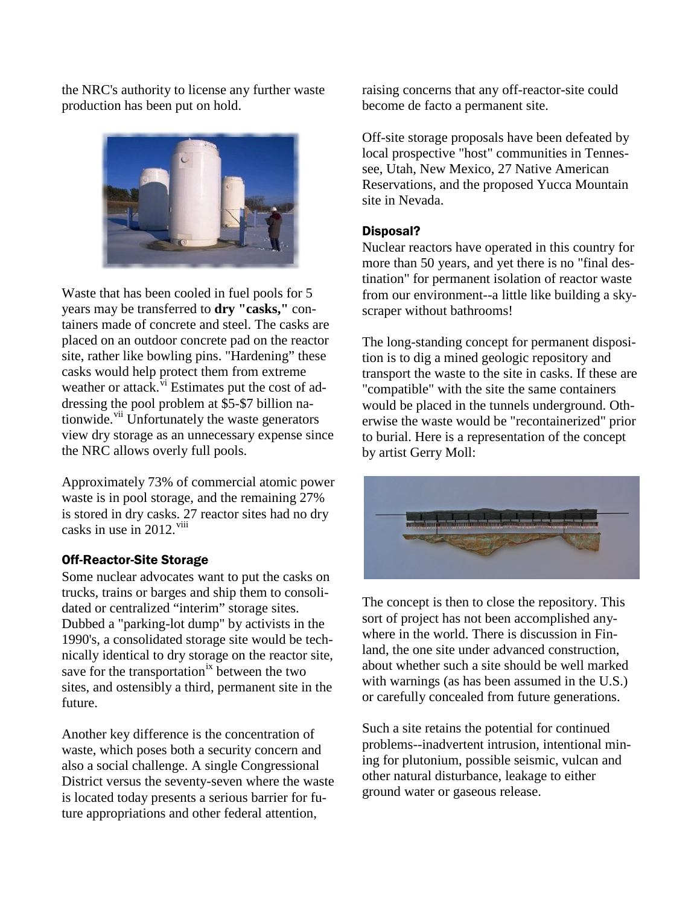the NRC's authority to license any further waste production has been put on hold.

Waste that has been cooled in fuel pools for 5 years may be transferred to **dry "casks,"** containers made of concrete and steel. The casks are placed on an outdoor concrete pad on the reactor site, rather like bowling pins. "Hardening" these casks would help protect them from extreme weather or attack.[vi] Estimates put the cost of addressing the pool problem at $5-$7 billion nationwide.[vii] Unfortunately the waste generators view dry storage as an unnecessary expense since the NRC allows overly full pools.

Approximately 73% of commercial atomic power waste is in pool storage, and the remaining 27% is stored in dry casks. 27 reactor sites had no dry casks in use in 2012.[viii]

### Off-Reactor-Site Storage

Some nuclear advocates want to put the casks on trucks, trains or barges and ship them to consolidated or centralized "interim" storage sites. Dubbed a "parking-lot dump" by activists in the 1990's, a consolidated storage site would be technically identical to dry storage on the reactor site, save for the transportation[ix] between the two sites, and ostensibly a third, permanent site in the future.

Another key difference is the concentration of waste, which poses both a security concern and also a social challenge. A single Congressional District versus the seventy-seven where the waste is located today presents a serious barrier for future appropriations and other federal attention, raising concerns that any off-reactor-site could become de facto a permanent site.

Off-site storage proposals have been defeated by local prospective "host" communities in Tennessee, Utah, New Mexico, 27 Native American Reservations, and the proposed Yucca Mountain site in Nevada.

### Disposal?

Nuclear reactors have operated in this country for more than 50 years, and yet there is no "final destination" for permanent isolation of reactor waste from our environment--a little like building a skyscraper without bathrooms!

The long-standing concept for permanent disposition is to dig a mined geologic repository and transport the waste to the site in casks. If these are "compatible" with the site the same containers would be placed in the tunnels underground. Otherwise the waste would be "recontainerized" prior to burial. Here is a representation of the concept by artist Gerry Moll:

The concept is then to close the repository. This sort of project has not been accomplished anywhere in the world. There is discussion in Finland, the one site under advanced construction, about whether such a site should be well marked with warnings (as has been assumed in the U.S.) or carefully concealed from future generations.

Such a site retains the potential for continued problems--inadvertent intrusion, intentional mining for plutonium, possible seismic, vulcan and other natural disturbance, leakage to either ground water or gaseous release.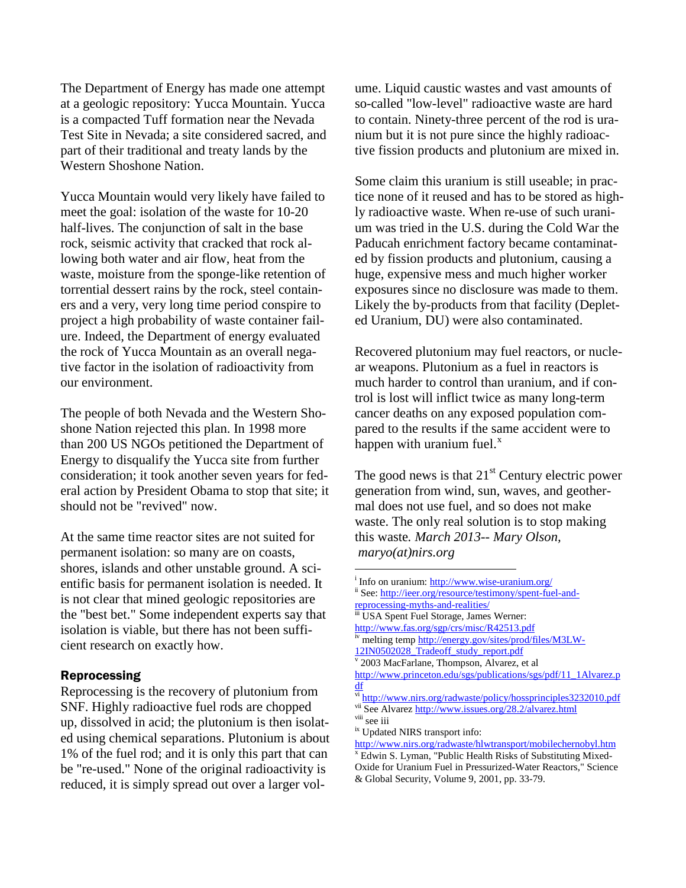The Department of Energy has made one attempt at a geologic repository: Yucca Mountain. Yucca is a compacted Tuff formation near the Nevada Test Site in Nevada; a site considered sacred, and part of their traditional and treaty lands by the Western Shoshone Nation.

Yucca Mountain would very likely have failed to meet the goal: isolation of the waste for 10-20 half-lives. The conjunction of salt in the base rock, seismic activity that cracked that rock allowing both water and air flow, heat from the waste, moisture from the sponge-like retention of torrential dessert rains by the rock, steel containers and a very, very long time period conspire to project a high probability of waste container failure. Indeed, the Department of energy evaluated the rock of Yucca Mountain as an overall negative factor in the isolation of radioactivity from our environment.

The people of both Nevada and the Western Shoshone Nation rejected this plan. In 1998 more than 200 US NGOs petitioned the Department of Energy to disqualify the Yucca site from further consideration; it took another seven years for federal action by President Obama to stop that site; it should not be "revived" now.

At the same time reactor sites are not suited for permanent isolation: so many are on coasts, shores, islands and other unstable ground. A scientific basis for permanent isolation is needed. It is not clear that mined geologic repositories are the "best bet." Some independent experts say that isolation is viable, but there has not been sufficient research on exactly how.

### Reprocessing

Reprocessing is the recovery of plutonium from SNF. Highly radioactive fuel rods are chopped up, dissolved in acid; the plutonium is then isolated using chemical separations. Plutonium is about 1% of the fuel rod; and it is only this part that can be "re-used." None of the original radioactivity is reduced, it is simply spread out over a larger volume. Liquid caustic wastes and vast amounts of so-called "low-level" radioactive waste are hard to contain. Ninety-three percent of the rod is uranium but it is not pure since the highly radioactive fission products and plutonium are mixed in.

Some claim this uranium is still useable; in practice none of it reused and has to be stored as highly radioactive waste. When re-use of such uranium was tried in the U.S. during the Cold War the Paducah enrichment factory became contaminated by fission products and plutonium, causing a huge, expensive mess and much higher worker exposures since no disclosure was made to them. Likely the by-products from that facility (Depleted Uranium, DU) were also contaminated.

Recovered plutonium may fuel reactors, or nuclear weapons. Plutonium as a fuel in reactors is much harder to control than uranium, and if control is lost will inflict twice as many long-term cancer deaths on any exposed population compared to the results if the same accident were to happen with uranium fuel.[x]

The good news is that 21st Century electric power generation from wind, sun, waves, and geothermal does not use fuel, and so does not make waste. The only real solution is to stop making this waste. *March 2013-- Mary Olson, maryo(at)nirs.org*

---

[i] Info on uranium: http://www.wise-uranium.org/

[ii] See: http://ieer.org/resource/testimony/spent-fuel-and-reprocessing-myths-and-realities/

[iii] USA Spent Fuel Storage, James Werner: http://www.fas.org/sgp/crs/misc/R42513.pdf

[iv] melting temp http://energy.gov/sites/prod/files/M3LW-12IN0502028_Tradeoff_study_report.pdf

[v] 2003 MacFarlane, Thompson, Alvarez, et al http://www.princeton.edu/sgs/publications/sgs/pdf/11_1Alvarez.pdf

[vi] http://www.nirs.org/radwaste/policy/hossprinciples3232010.pdf

[vii] See Alvarez http://www.issues.org/28.2/alvarez.html

[viii] see iii

[ix] Updated NIRS transport info: http://www.nirs.org/radwaste/hlwtransport/mobilechernobyl.htm

[x] Edwin S. Lyman, "Public Health Risks of Substituting Mixed-Oxide for Uranium Fuel in Pressurized-Water Reactors," Science & Global Security, Volume 9, 2001, pp. 33-79.